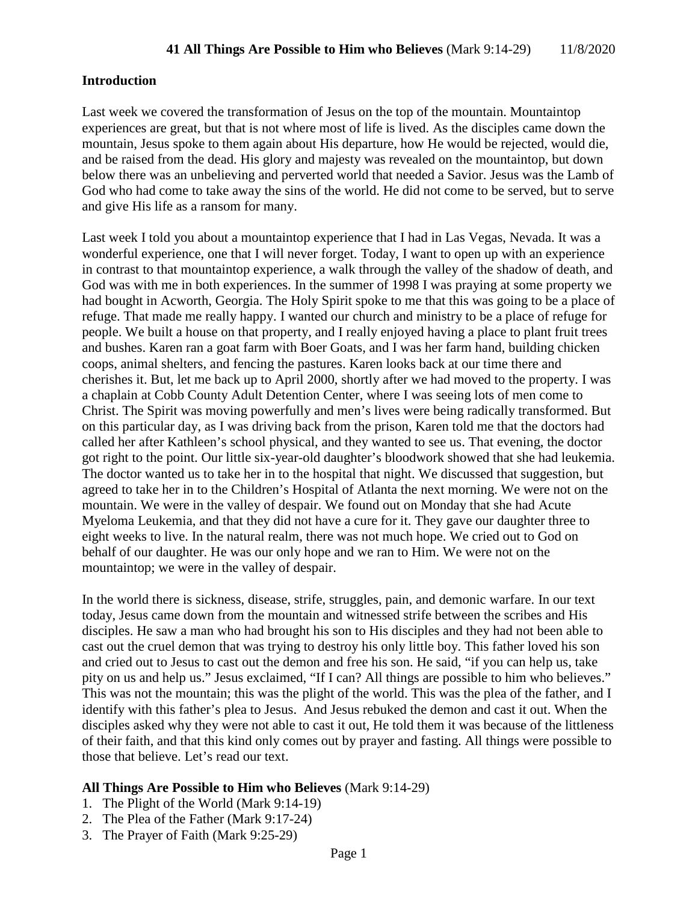# 41 All Things Are Possible to Him who Believes (Mark 9:14-29) 11/8/2020

## Introduction

Last week we covered the transformation of Jesus on the top of the mountain. Mountaintop experiences are great, but that is not where most of life is lived. As the disciples came down the mountain, Jesus spoke to them again about His departure, how He would be rejected, would die, and be raised from the dead. His glory and majesty was revealed on the mountaintop, but down below there was an unbelieving and perverted world that needed a Savior. Jesus was the Lamb of God who had come to take away the sins of the world. He did not come to be served, but to serve and give His life as a ransom for many.

Last week I told you about a mountaintop experience that I had in Las Vegas, Nevada. It was a wonderful experience, one that I will never forget. Today, I want to open up with an experience in contrast to that mountaintop experience, a walk through the valley of the shadow of death, and God was with me in both experiences. In the summer of 1998 I was praying at some property we had bought in Acworth, Georgia. The Holy Spirit spoke to me that this was going to be a place of refuge. That made me really happy. I wanted our church and ministry to be a place of refuge for people. We built a house on that property, and I really enjoyed having a place to plant fruit trees and bushes. Karen ran a goat farm with Boer Goats, and I was her farm hand, building chicken coops, animal shelters, and fencing the pastures. Karen looks back at our time there and cherishes it. But, let me back up to April 2000, shortly after we had moved to the property. I was a chaplain at Cobb County Adult Detention Center, where I was seeing lots of men come to Christ. The Spirit was moving powerfully and men's lives were being radically transformed. But on this particular day, as I was driving back from the prison, Karen told me that the doctors had called her after Kathleen's school physical, and they wanted to see us. That evening, the doctor got right to the point. Our little six-year-old daughter's bloodwork showed that she had leukemia. The doctor wanted us to take her in to the hospital that night. We discussed that suggestion, but agreed to take her in to the Children's Hospital of Atlanta the next morning. We were not on the mountain. We were in the valley of despair. We found out on Monday that she had Acute Myeloma Leukemia, and that they did not have a cure for it. They gave our daughter three to eight weeks to live. In the natural realm, there was not much hope. We cried out to God on behalf of our daughter. He was our only hope and we ran to Him. We were not on the mountaintop; we were in the valley of despair.

In the world there is sickness, disease, strife, struggles, pain, and demonic warfare. In our text today, Jesus came down from the mountain and witnessed strife between the scribes and His disciples. He saw a man who had brought his son to His disciples and they had not been able to cast out the cruel demon that was trying to destroy his only little boy. This father loved his son and cried out to Jesus to cast out the demon and free his son. He said, "if you can help us, take pity on us and help us." Jesus exclaimed, "If I can? All things are possible to him who believes." This was not the mountain; this was the plight of the world. This was the plea of the father, and I identify with this father's plea to Jesus. And Jesus rebuked the demon and cast it out. When the disciples asked why they were not able to cast it out, He told them it was because of the littleness of their faith, and that this kind only comes out by prayer and fasting. All things were possible to those that believe. Let's read our text.

**All Things Are Possible to Him who Believes** (Mark 9:14-29)

1. The Plight of the World (Mark 9:14-19)
2. The Plea of the Father (Mark 9:17-24)
3. The Prayer of Faith (Mark 9:25-29)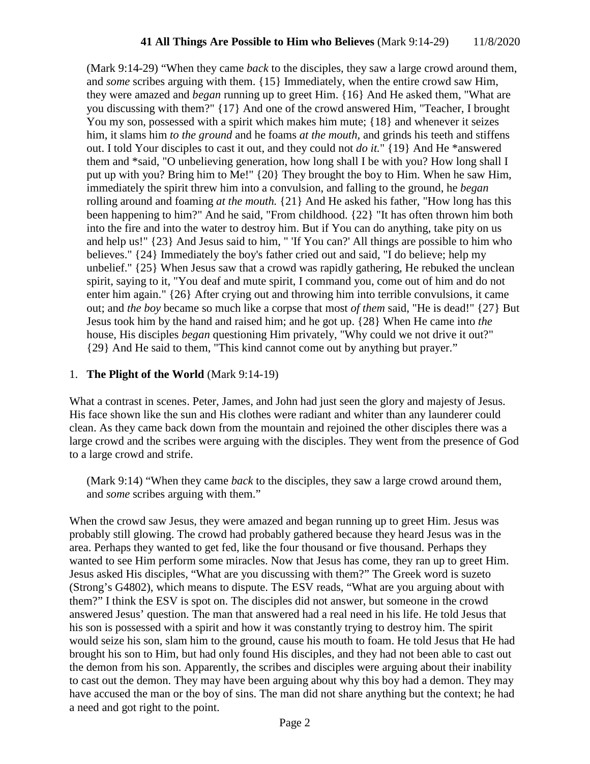(Mark 9:14-29) "When they came *back* to the disciples, they saw a large crowd around them, and *some* scribes arguing with them. {15} Immediately, when the entire crowd saw Him, they were amazed and *began* running up to greet Him. {16} And He asked them, "What are you discussing with them?" {17} And one of the crowd answered Him, "Teacher, I brought You my son, possessed with a spirit which makes him mute; {18} and whenever it seizes him, it slams him *to the ground* and he foams *at the mouth*, and grinds his teeth and stiffens out. I told Your disciples to cast it out, and they could not *do it.*" {19} And He *answered them and *said, "O unbelieving generation, how long shall I be with you? How long shall I put up with you? Bring him to Me!" {20} They brought the boy to Him. When he saw Him, immediately the spirit threw him into a convulsion, and falling to the ground, he *began* rolling around and foaming *at the mouth.* {21} And He asked his father, "How long has this been happening to him?" And he said, "From childhood. {22} "It has often thrown him both into the fire and into the water to destroy him. But if You can do anything, take pity on us and help us!" {23} And Jesus said to him, " 'If You can?' All things are possible to him who believes." {24} Immediately the boy's father cried out and said, "I do believe; help my unbelief." {25} When Jesus saw that a crowd was rapidly gathering, He rebuked the unclean spirit, saying to it, "You deaf and mute spirit, I command you, come out of him and do not enter him again." {26} After crying out and throwing him into terrible convulsions, it came out; and *the boy* became so much like a corpse that most *of them* said, "He is dead!" {27} But Jesus took him by the hand and raised him; and he got up. {28} When He came into *the* house, His disciples *began* questioning Him privately, "Why could we not drive it out?" {29} And He said to them, "This kind cannot come out by anything but prayer."

1. **The Plight of the World** (Mark 9:14-19)

What a contrast in scenes. Peter, James, and John had just seen the glory and majesty of Jesus. His face shown like the sun and His clothes were radiant and whiter than any launderer could clean. As they came back down from the mountain and rejoined the other disciples there was a large crowd and the scribes were arguing with the disciples. They went from the presence of God to a large crowd and strife.

(Mark 9:14) "When they came *back* to the disciples, they saw a large crowd around them, and *some* scribes arguing with them."

When the crowd saw Jesus, they were amazed and began running up to greet Him. Jesus was probably still glowing. The crowd had probably gathered because they heard Jesus was in the area. Perhaps they wanted to get fed, like the four thousand or five thousand. Perhaps they wanted to see Him perform some miracles. Now that Jesus has come, they ran up to greet Him. Jesus asked His disciples, "What are you discussing with them?" The Greek word is suzeto (Strong's G4802), which means to dispute. The ESV reads, "What are you arguing about with them?" I think the ESV is spot on. The disciples did not answer, but someone in the crowd answered Jesus' question. The man that answered had a real need in his life. He told Jesus that his son is possessed with a spirit and how it was constantly trying to destroy him. The spirit would seize his son, slam him to the ground, cause his mouth to foam. He told Jesus that He had brought his son to Him, but had only found His disciples, and they had not been able to cast out the demon from his son. Apparently, the scribes and disciples were arguing about their inability to cast out the demon. They may have been arguing about why this boy had a demon. They may have accused the man or the boy of sins. The man did not share anything but the context; he had a need and got right to the point.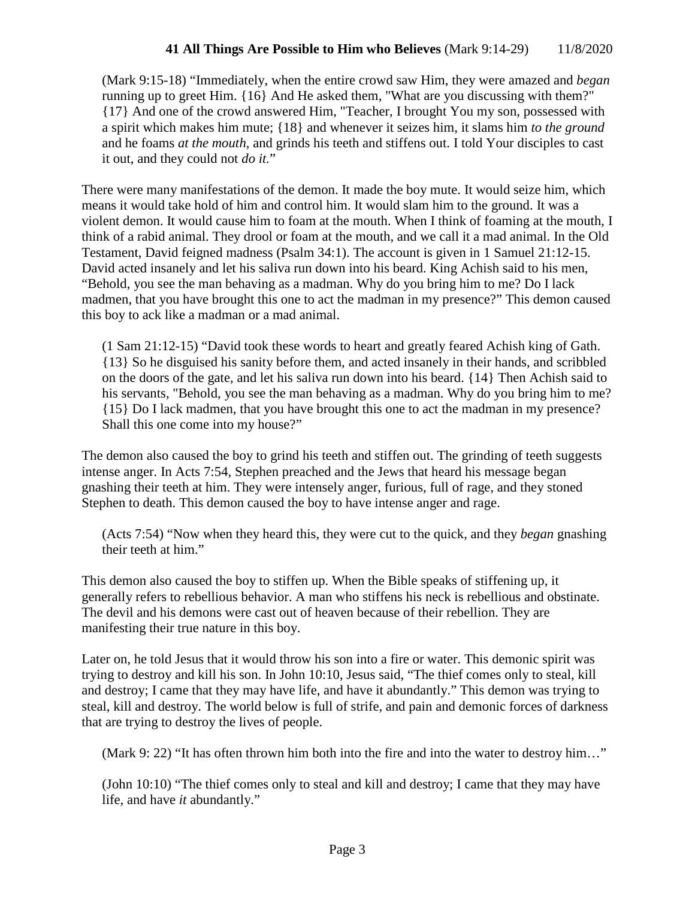(Mark 9:15-18) “Immediately, when the entire crowd saw Him, they were amazed and *began* running up to greet Him. {16} And He asked them, "What are you discussing with them?" {17} And one of the crowd answered Him, "Teacher, I brought You my son, possessed with a spirit which makes him mute; {18} and whenever it seizes him, it slams him *to the ground* and he foams *at the mouth,* and grinds his teeth and stiffens out. I told Your disciples to cast it out, and they could not *do it.*”

There were many manifestations of the demon. It made the boy mute. It would seize him, which means it would take hold of him and control him. It would slam him to the ground. It was a violent demon. It would cause him to foam at the mouth. When I think of foaming at the mouth, I think of a rabid animal. They drool or foam at the mouth, and we call it a mad animal. In the Old Testament, David feigned madness (Psalm 34:1). The account is given in 1 Samuel 21:12-15. David acted insanely and let his saliva run down into his beard. King Achish said to his men, “Behold, you see the man behaving as a madman. Why do you bring him to me? Do I lack madmen, that you have brought this one to act the madman in my presence?” This demon caused this boy to ack like a madman or a mad animal.

(1 Sam 21:12-15) “David took these words to heart and greatly feared Achish king of Gath. {13} So he disguised his sanity before them, and acted insanely in their hands, and scribbled on the doors of the gate, and let his saliva run down into his beard. {14} Then Achish said to his servants, "Behold, you see the man behaving as a madman. Why do you bring him to me? {15} Do I lack madmen, that you have brought this one to act the madman in my presence? Shall this one come into my house?”

The demon also caused the boy to grind his teeth and stiffen out. The grinding of teeth suggests intense anger. In Acts 7:54, Stephen preached and the Jews that heard his message began gnashing their teeth at him. They were intensely anger, furious, full of rage, and they stoned Stephen to death. This demon caused the boy to have intense anger and rage.

(Acts 7:54) “Now when they heard this, they were cut to the quick, and they *began* gnashing their teeth at him.”

This demon also caused the boy to stiffen up. When the Bible speaks of stiffening up, it generally refers to rebellious behavior. A man who stiffens his neck is rebellious and obstinate. The devil and his demons were cast out of heaven because of their rebellion. They are manifesting their true nature in this boy.

Later on, he told Jesus that it would throw his son into a fire or water. This demonic spirit was trying to destroy and kill his son. In John 10:10, Jesus said, “The thief comes only to steal, kill and destroy; I came that they may have life, and have it abundantly.” This demon was trying to steal, kill and destroy. The world below is full of strife, and pain and demonic forces of darkness that are trying to destroy the lives of people.

(Mark 9: 22) “It has often thrown him both into the fire and into the water to destroy him…”

(John 10:10) “The thief comes only to steal and kill and destroy; I came that they may have life, and have *it* abundantly.”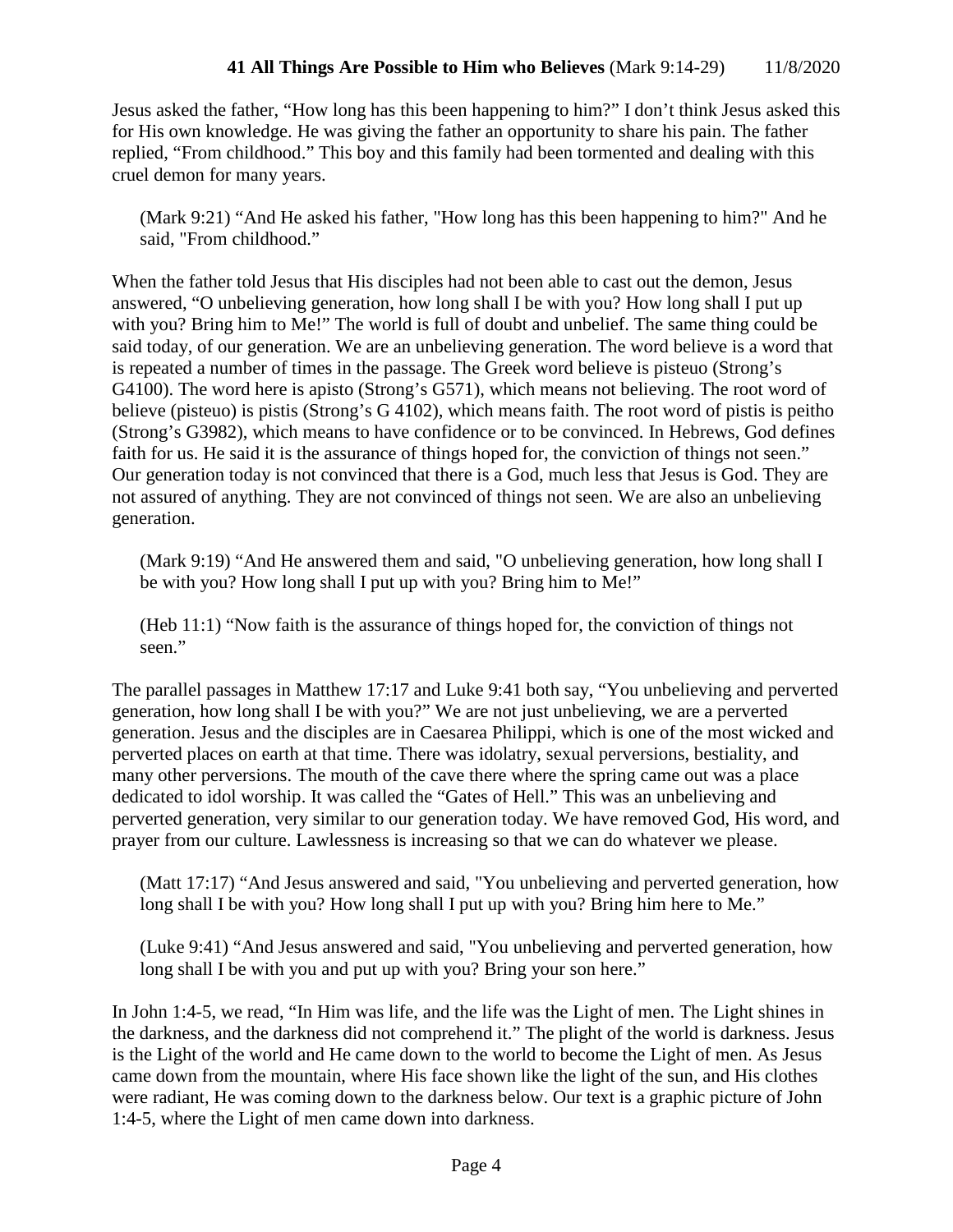Jesus asked the father, “How long has this been happening to him?” I don’t think Jesus asked this for His own knowledge. He was giving the father an opportunity to share his pain. The father replied, “From childhood.” This boy and this family had been tormented and dealing with this cruel demon for many years.

> (Mark 9:21) “And He asked his father, "How long has this been happening to him?" And he said, "From childhood.”

When the father told Jesus that His disciples had not been able to cast out the demon, Jesus answered, “O unbelieving generation, how long shall I be with you? How long shall I put up with you? Bring him to Me!” The world is full of doubt and unbelief. The same thing could be said today, of our generation. We are an unbelieving generation. The word believe is a word that is repeated a number of times in the passage. The Greek word believe is pisteuo (Strong’s G4100). The word here is apisto (Strong’s G571), which means not believing. The root word of believe (pisteuo) is pistis (Strong’s G 4102), which means faith. The root word of pistis is peitho (Strong’s G3982), which means to have confidence or to be convinced. In Hebrews, God defines faith for us. He said it is the assurance of things hoped for, the conviction of things not seen.” Our generation today is not convinced that there is a God, much less that Jesus is God. They are not assured of anything. They are not convinced of things not seen. We are also an unbelieving generation.

> (Mark 9:19) “And He answered them and said, "O unbelieving generation, how long shall I be with you? How long shall I put up with you? Bring him to Me!”

> (Heb 11:1) “Now faith is the assurance of things hoped for, the conviction of things not seen.”

The parallel passages in Matthew 17:17 and Luke 9:41 both say, “You unbelieving and perverted generation, how long shall I be with you?” We are not just unbelieving, we are a perverted generation. Jesus and the disciples are in Caesarea Philippi, which is one of the most wicked and perverted places on earth at that time. There was idolatry, sexual perversions, bestiality, and many other perversions. The mouth of the cave there where the spring came out was a place dedicated to idol worship. It was called the “Gates of Hell.” This was an unbelieving and perverted generation, very similar to our generation today. We have removed God, His word, and prayer from our culture. Lawlessness is increasing so that we can do whatever we please.

> (Matt 17:17) “And Jesus answered and said, "You unbelieving and perverted generation, how long shall I be with you? How long shall I put up with you? Bring him here to Me.”

> (Luke 9:41) “And Jesus answered and said, "You unbelieving and perverted generation, how long shall I be with you and put up with you? Bring your son here.”

In John 1:4-5, we read, “In Him was life, and the life was the Light of men. The Light shines in the darkness, and the darkness did not comprehend it.” The plight of the world is darkness. Jesus is the Light of the world and He came down to the world to become the Light of men. As Jesus came down from the mountain, where His face shown like the light of the sun, and His clothes were radiant, He was coming down to the darkness below. Our text is a graphic picture of John 1:4-5, where the Light of men came down into darkness.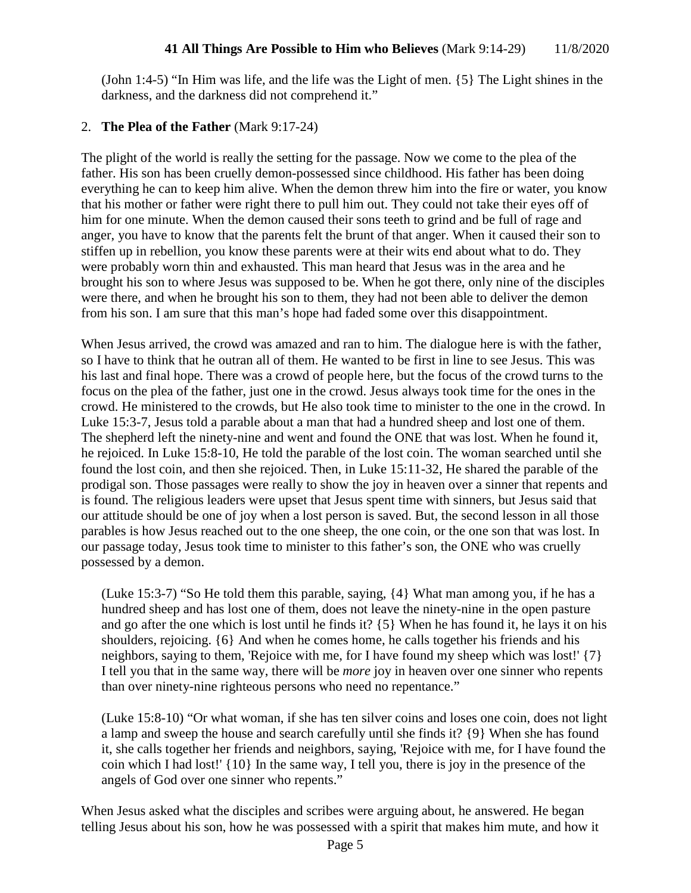(John 1:4-5) “In Him was life, and the life was the Light of men. {5} The Light shines in the darkness, and the darkness did not comprehend it.”

2. **The Plea of the Father** (Mark 9:17-24)

The plight of the world is really the setting for the passage. Now we come to the plea of the father. His son has been cruelly demon-possessed since childhood. His father has been doing everything he can to keep him alive. When the demon threw him into the fire or water, you know that his mother or father were right there to pull him out. They could not take their eyes off of him for one minute. When the demon caused their sons teeth to grind and be full of rage and anger, you have to know that the parents felt the brunt of that anger. When it caused their son to stiffen up in rebellion, you know these parents were at their wits end about what to do. They were probably worn thin and exhausted. This man heard that Jesus was in the area and he brought his son to where Jesus was supposed to be. When he got there, only nine of the disciples were there, and when he brought his son to them, they had not been able to deliver the demon from his son. I am sure that this man’s hope had faded some over this disappointment.

When Jesus arrived, the crowd was amazed and ran to him. The dialogue here is with the father, so I have to think that he outran all of them. He wanted to be first in line to see Jesus. This was his last and final hope. There was a crowd of people here, but the focus of the crowd turns to the focus on the plea of the father, just one in the crowd. Jesus always took time for the ones in the crowd. He ministered to the crowds, but He also took time to minister to the one in the crowd. In Luke 15:3-7, Jesus told a parable about a man that had a hundred sheep and lost one of them. The shepherd left the ninety-nine and went and found the ONE that was lost. When he found it, he rejoiced. In Luke 15:8-10, He told the parable of the lost coin. The woman searched until she found the lost coin, and then she rejoiced. Then, in Luke 15:11-32, He shared the parable of the prodigal son. Those passages were really to show the joy in heaven over a sinner that repents and is found. The religious leaders were upset that Jesus spent time with sinners, but Jesus said that our attitude should be one of joy when a lost person is saved. But, the second lesson in all those parables is how Jesus reached out to the one sheep, the one coin, or the one son that was lost. In our passage today, Jesus took time to minister to this father’s son, the ONE who was cruelly possessed by a demon.

(Luke 15:3-7) “So He told them this parable, saying, {4} What man among you, if he has a hundred sheep and has lost one of them, does not leave the ninety-nine in the open pasture and go after the one which is lost until he finds it? {5} When he has found it, he lays it on his shoulders, rejoicing. {6} And when he comes home, he calls together his friends and his neighbors, saying to them, 'Rejoice with me, for I have found my sheep which was lost!' {7} I tell you that in the same way, there will be *more* joy in heaven over one sinner who repents than over ninety-nine righteous persons who need no repentance.”

(Luke 15:8-10) “Or what woman, if she has ten silver coins and loses one coin, does not light a lamp and sweep the house and search carefully until she finds it? {9} When she has found it, she calls together her friends and neighbors, saying, 'Rejoice with me, for I have found the coin which I had lost!' {10} In the same way, I tell you, there is joy in the presence of the angels of God over one sinner who repents.”

When Jesus asked what the disciples and scribes were arguing about, he answered. He began telling Jesus about his son, how he was possessed with a spirit that makes him mute, and how it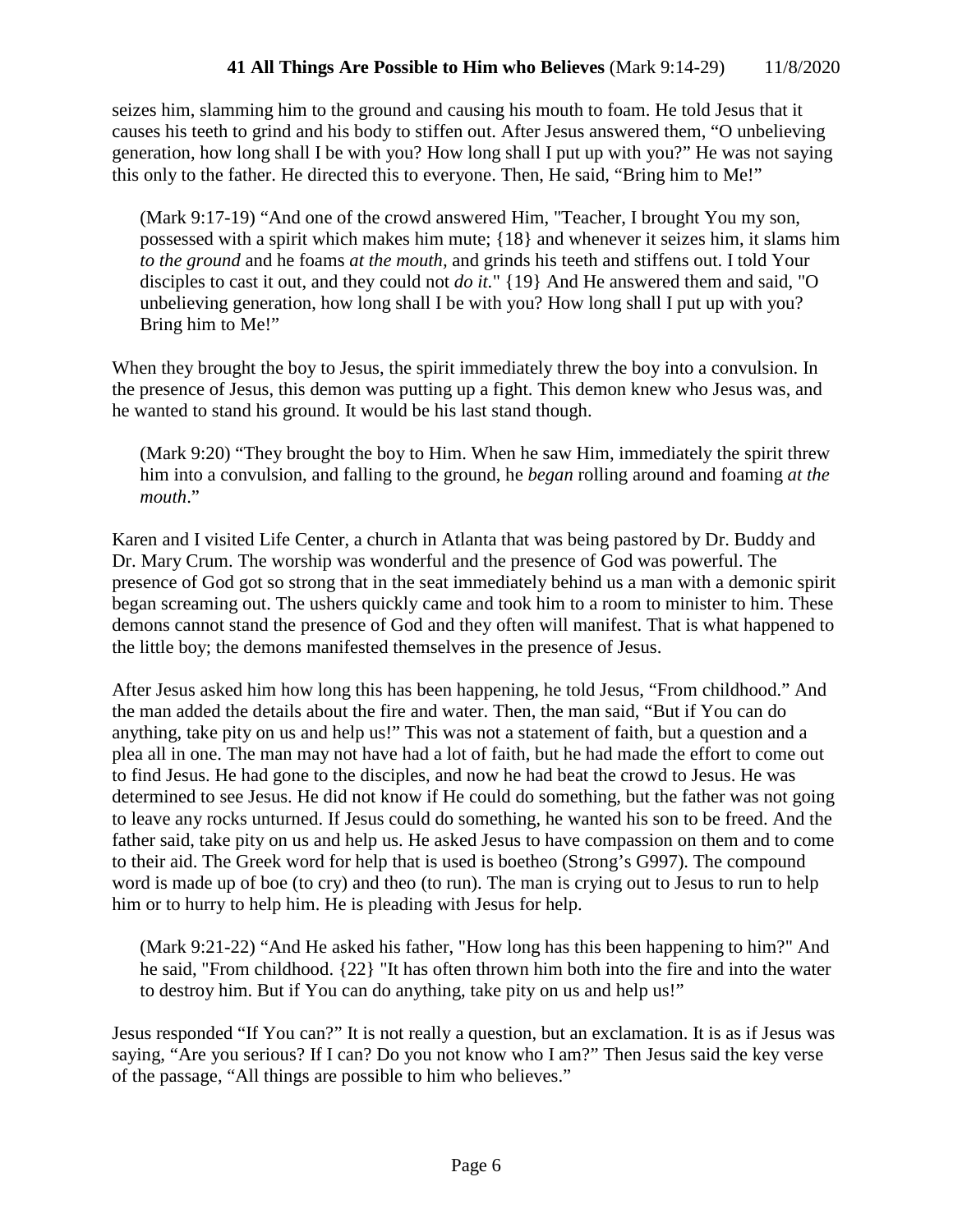seizes him, slamming him to the ground and causing his mouth to foam. He told Jesus that it causes his teeth to grind and his body to stiffen out. After Jesus answered them, "O unbelieving generation, how long shall I be with you? How long shall I put up with you?" He was not saying this only to the father. He directed this to everyone. Then, He said, "Bring him to Me!"

> (Mark 9:17-19) "And one of the crowd answered Him, "Teacher, I brought You my son, possessed with a spirit which makes him mute; {18} and whenever it seizes him, it slams him *to the ground* and he foams *at the mouth,* and grinds his teeth and stiffens out. I told Your disciples to cast it out, and they could not *do it.*" {19} And He answered them and said, "O unbelieving generation, how long shall I be with you? How long shall I put up with you? Bring him to Me!"

When they brought the boy to Jesus, the spirit immediately threw the boy into a convulsion. In the presence of Jesus, this demon was putting up a fight. This demon knew who Jesus was, and he wanted to stand his ground. It would be his last stand though.

> (Mark 9:20) "They brought the boy to Him. When he saw Him, immediately the spirit threw him into a convulsion, and falling to the ground, he *began* rolling around and foaming *at the mouth*."

Karen and I visited Life Center, a church in Atlanta that was being pastored by Dr. Buddy and Dr. Mary Crum. The worship was wonderful and the presence of God was powerful. The presence of God got so strong that in the seat immediately behind us a man with a demonic spirit began screaming out. The ushers quickly came and took him to a room to minister to him. These demons cannot stand the presence of God and they often will manifest. That is what happened to the little boy; the demons manifested themselves in the presence of Jesus.

After Jesus asked him how long this has been happening, he told Jesus, "From childhood." And the man added the details about the fire and water. Then, the man said, "But if You can do anything, take pity on us and help us!" This was not a statement of faith, but a question and a plea all in one. The man may not have had a lot of faith, but he had made the effort to come out to find Jesus. He had gone to the disciples, and now he had beat the crowd to Jesus. He was determined to see Jesus. He did not know if He could do something, but the father was not going to leave any rocks unturned. If Jesus could do something, he wanted his son to be freed. And the father said, take pity on us and help us. He asked Jesus to have compassion on them and to come to their aid. The Greek word for help that is used is boetheo (Strong's G997). The compound word is made up of boe (to cry) and theo (to run). The man is crying out to Jesus to run to help him or to hurry to help him. He is pleading with Jesus for help.

> (Mark 9:21-22) "And He asked his father, "How long has this been happening to him?" And he said, "From childhood. {22} "It has often thrown him both into the fire and into the water to destroy him. But if You can do anything, take pity on us and help us!"

Jesus responded "If You can?" It is not really a question, but an exclamation. It is as if Jesus was saying, "Are you serious? If I can? Do you not know who I am?" Then Jesus said the key verse of the passage, "All things are possible to him who believes."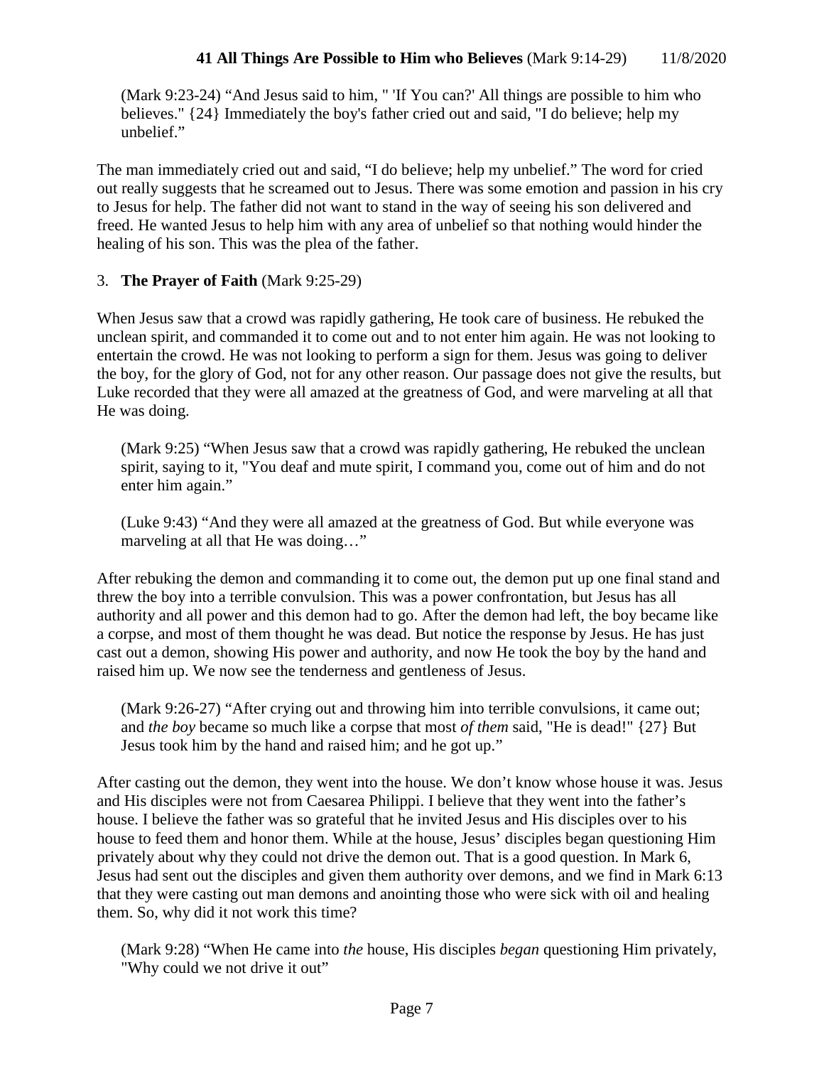(Mark 9:23-24) “And Jesus said to him, " 'If You can?' All things are possible to him who believes." {24} Immediately the boy's father cried out and said, "I do believe; help my unbelief."

The man immediately cried out and said, “I do believe; help my unbelief.” The word for cried out really suggests that he screamed out to Jesus. There was some emotion and passion in his cry to Jesus for help. The father did not want to stand in the way of seeing his son delivered and freed. He wanted Jesus to help him with any area of unbelief so that nothing would hinder the healing of his son. This was the plea of the father.

3. **The Prayer of Faith** (Mark 9:25-29)

When Jesus saw that a crowd was rapidly gathering, He took care of business. He rebuked the unclean spirit, and commanded it to come out and to not enter him again. He was not looking to entertain the crowd. He was not looking to perform a sign for them. Jesus was going to deliver the boy, for the glory of God, not for any other reason. Our passage does not give the results, but Luke recorded that they were all amazed at the greatness of God, and were marveling at all that He was doing.

> (Mark 9:25) “When Jesus saw that a crowd was rapidly gathering, He rebuked the unclean spirit, saying to it, "You deaf and mute spirit, I command you, come out of him and do not enter him again.”

> (Luke 9:43) “And they were all amazed at the greatness of God. But while everyone was marveling at all that He was doing…”

After rebuking the demon and commanding it to come out, the demon put up one final stand and threw the boy into a terrible convulsion. This was a power confrontation, but Jesus has all authority and all power and this demon had to go. After the demon had left, the boy became like a corpse, and most of them thought he was dead. But notice the response by Jesus. He has just cast out a demon, showing His power and authority, and now He took the boy by the hand and raised him up. We now see the tenderness and gentleness of Jesus.

> (Mark 9:26-27) “After crying out and throwing him into terrible convulsions, it came out; and *the boy* became so much like a corpse that most *of them* said, "He is dead!" {27} But Jesus took him by the hand and raised him; and he got up.”

After casting out the demon, they went into the house. We don’t know whose house it was. Jesus and His disciples were not from Caesarea Philippi. I believe that they went into the father’s house. I believe the father was so grateful that he invited Jesus and His disciples over to his house to feed them and honor them. While at the house, Jesus’ disciples began questioning Him privately about why they could not drive the demon out. That is a good question. In Mark 6, Jesus had sent out the disciples and given them authority over demons, and we find in Mark 6:13 that they were casting out man demons and anointing those who were sick with oil and healing them. So, why did it not work this time?

> (Mark 9:28) “When He came into *the* house, His disciples *began* questioning Him privately, "Why could we not drive it out”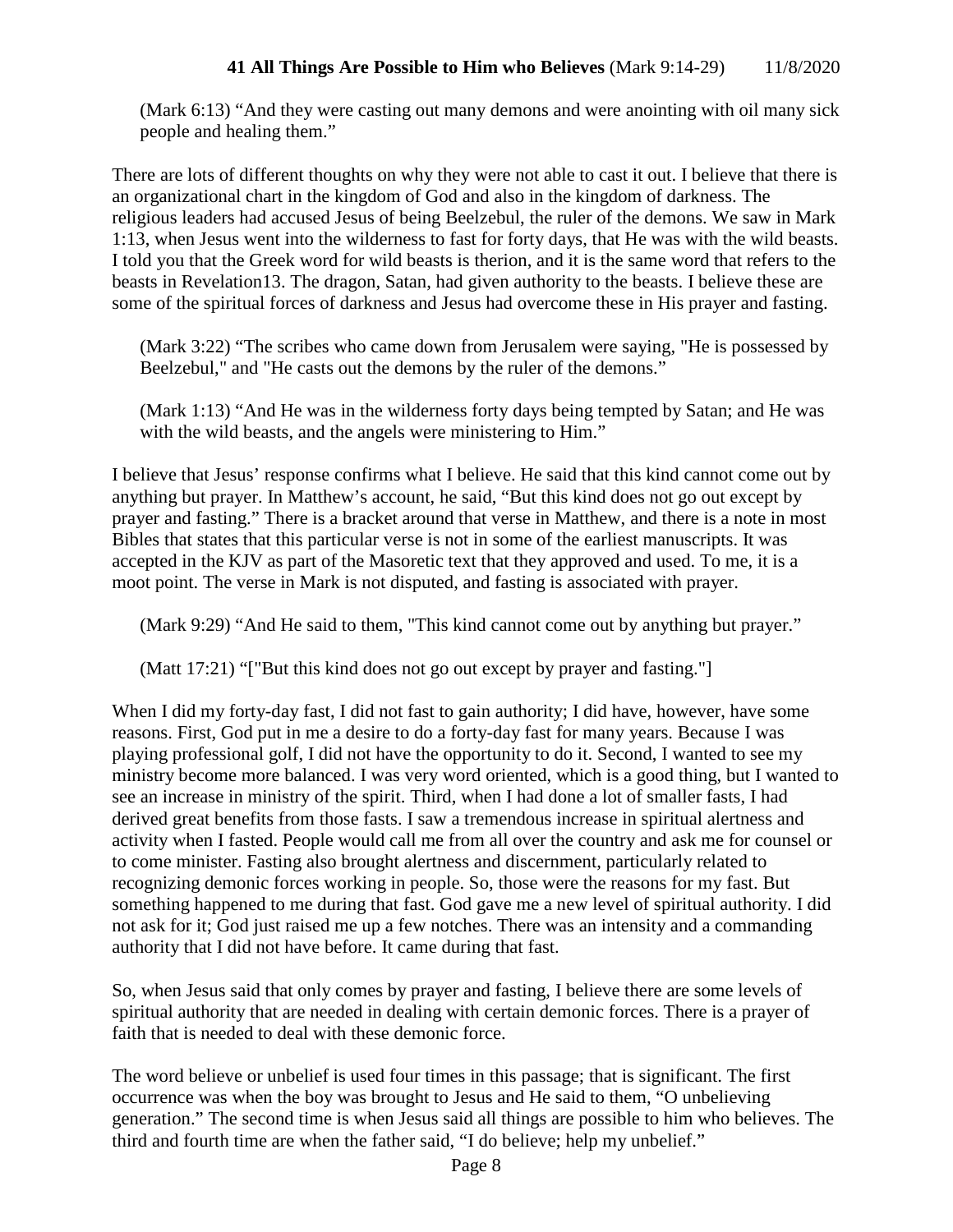(Mark 6:13) "And they were casting out many demons and were anointing with oil many sick people and healing them."

There are lots of different thoughts on why they were not able to cast it out. I believe that there is an organizational chart in the kingdom of God and also in the kingdom of darkness. The religious leaders had accused Jesus of being Beelzebul, the ruler of the demons. We saw in Mark 1:13, when Jesus went into the wilderness to fast for forty days, that He was with the wild beasts. I told you that the Greek word for wild beasts is therion, and it is the same word that refers to the beasts in Revelation13. The dragon, Satan, had given authority to the beasts. I believe these are some of the spiritual forces of darkness and Jesus had overcome these in His prayer and fasting.

(Mark 3:22) "The scribes who came down from Jerusalem were saying, "He is possessed by Beelzebul," and "He casts out the demons by the ruler of the demons."

(Mark 1:13) "And He was in the wilderness forty days being tempted by Satan; and He was with the wild beasts, and the angels were ministering to Him."

I believe that Jesus' response confirms what I believe. He said that this kind cannot come out by anything but prayer. In Matthew's account, he said, "But this kind does not go out except by prayer and fasting." There is a bracket around that verse in Matthew, and there is a note in most Bibles that states that this particular verse is not in some of the earliest manuscripts. It was accepted in the KJV as part of the Masoretic text that they approved and used. To me, it is a moot point. The verse in Mark is not disputed, and fasting is associated with prayer.

(Mark 9:29) "And He said to them, "This kind cannot come out by anything but prayer."

(Matt 17:21) "["But this kind does not go out except by prayer and fasting."]

When I did my forty-day fast, I did not fast to gain authority; I did have, however, have some reasons. First, God put in me a desire to do a forty-day fast for many years. Because I was playing professional golf, I did not have the opportunity to do it. Second, I wanted to see my ministry become more balanced. I was very word oriented, which is a good thing, but I wanted to see an increase in ministry of the spirit. Third, when I had done a lot of smaller fasts, I had derived great benefits from those fasts. I saw a tremendous increase in spiritual alertness and activity when I fasted. People would call me from all over the country and ask me for counsel or to come minister. Fasting also brought alertness and discernment, particularly related to recognizing demonic forces working in people. So, those were the reasons for my fast. But something happened to me during that fast. God gave me a new level of spiritual authority. I did not ask for it; God just raised me up a few notches. There was an intensity and a commanding authority that I did not have before. It came during that fast.

So, when Jesus said that only comes by prayer and fasting, I believe there are some levels of spiritual authority that are needed in dealing with certain demonic forces. There is a prayer of faith that is needed to deal with these demonic force.

The word believe or unbelief is used four times in this passage; that is significant. The first occurrence was when the boy was brought to Jesus and He said to them, "O unbelieving generation." The second time is when Jesus said all things are possible to him who believes. The third and fourth time are when the father said, "I do believe; help my unbelief."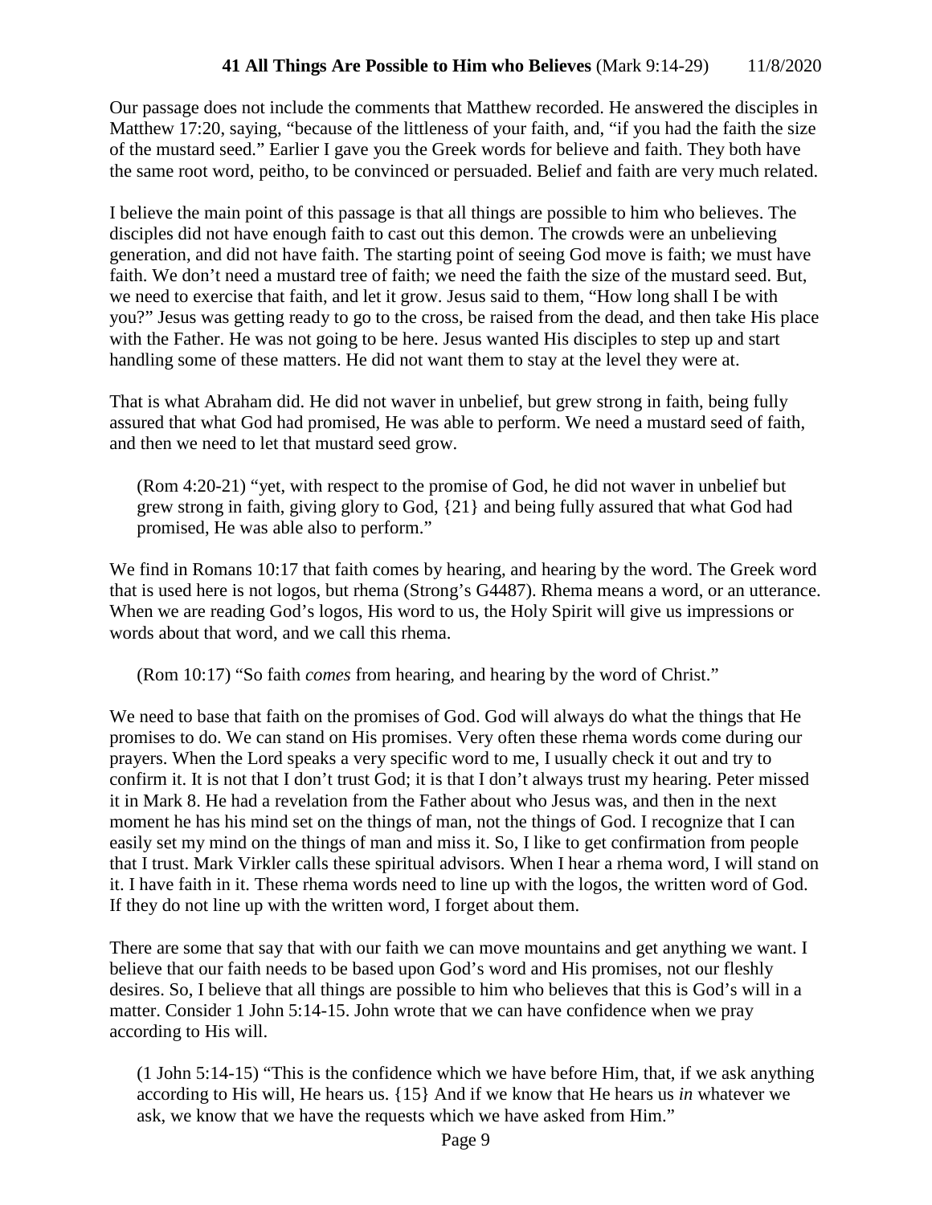Our passage does not include the comments that Matthew recorded. He answered the disciples in Matthew 17:20, saying, "because of the littleness of your faith, and, "if you had the faith the size of the mustard seed." Earlier I gave you the Greek words for believe and faith. They both have the same root word, peitho, to be convinced or persuaded. Belief and faith are very much related.

I believe the main point of this passage is that all things are possible to him who believes. The disciples did not have enough faith to cast out this demon. The crowds were an unbelieving generation, and did not have faith. The starting point of seeing God move is faith; we must have faith. We don't need a mustard tree of faith; we need the faith the size of the mustard seed. But, we need to exercise that faith, and let it grow. Jesus said to them, "How long shall I be with you?" Jesus was getting ready to go to the cross, be raised from the dead, and then take His place with the Father. He was not going to be here. Jesus wanted His disciples to step up and start handling some of these matters. He did not want them to stay at the level they were at.

That is what Abraham did. He did not waver in unbelief, but grew strong in faith, being fully assured that what God had promised, He was able to perform. We need a mustard seed of faith, and then we need to let that mustard seed grow.

> (Rom 4:20-21) "yet, with respect to the promise of God, he did not waver in unbelief but grew strong in faith, giving glory to God, {21} and being fully assured that what God had promised, He was able also to perform."

We find in Romans 10:17 that faith comes by hearing, and hearing by the word. The Greek word that is used here is not logos, but rhema (Strong's G4487). Rhema means a word, or an utterance. When we are reading God's logos, His word to us, the Holy Spirit will give us impressions or words about that word, and we call this rhema.

> (Rom 10:17) "So faith *comes* from hearing, and hearing by the word of Christ."

We need to base that faith on the promises of God. God will always do what the things that He promises to do. We can stand on His promises. Very often these rhema words come during our prayers. When the Lord speaks a very specific word to me, I usually check it out and try to confirm it. It is not that I don't trust God; it is that I don't always trust my hearing. Peter missed it in Mark 8. He had a revelation from the Father about who Jesus was, and then in the next moment he has his mind set on the things of man, not the things of God. I recognize that I can easily set my mind on the things of man and miss it. So, I like to get confirmation from people that I trust. Mark Virkler calls these spiritual advisors. When I hear a rhema word, I will stand on it. I have faith in it. These rhema words need to line up with the logos, the written word of God. If they do not line up with the written word, I forget about them.

There are some that say that with our faith we can move mountains and get anything we want. I believe that our faith needs to be based upon God's word and His promises, not our fleshly desires. So, I believe that all things are possible to him who believes that this is God's will in a matter. Consider 1 John 5:14-15. John wrote that we can have confidence when we pray according to His will.

> (1 John 5:14-15) "This is the confidence which we have before Him, that, if we ask anything according to His will, He hears us. {15} And if we know that He hears us *in* whatever we ask, we know that we have the requests which we have asked from Him."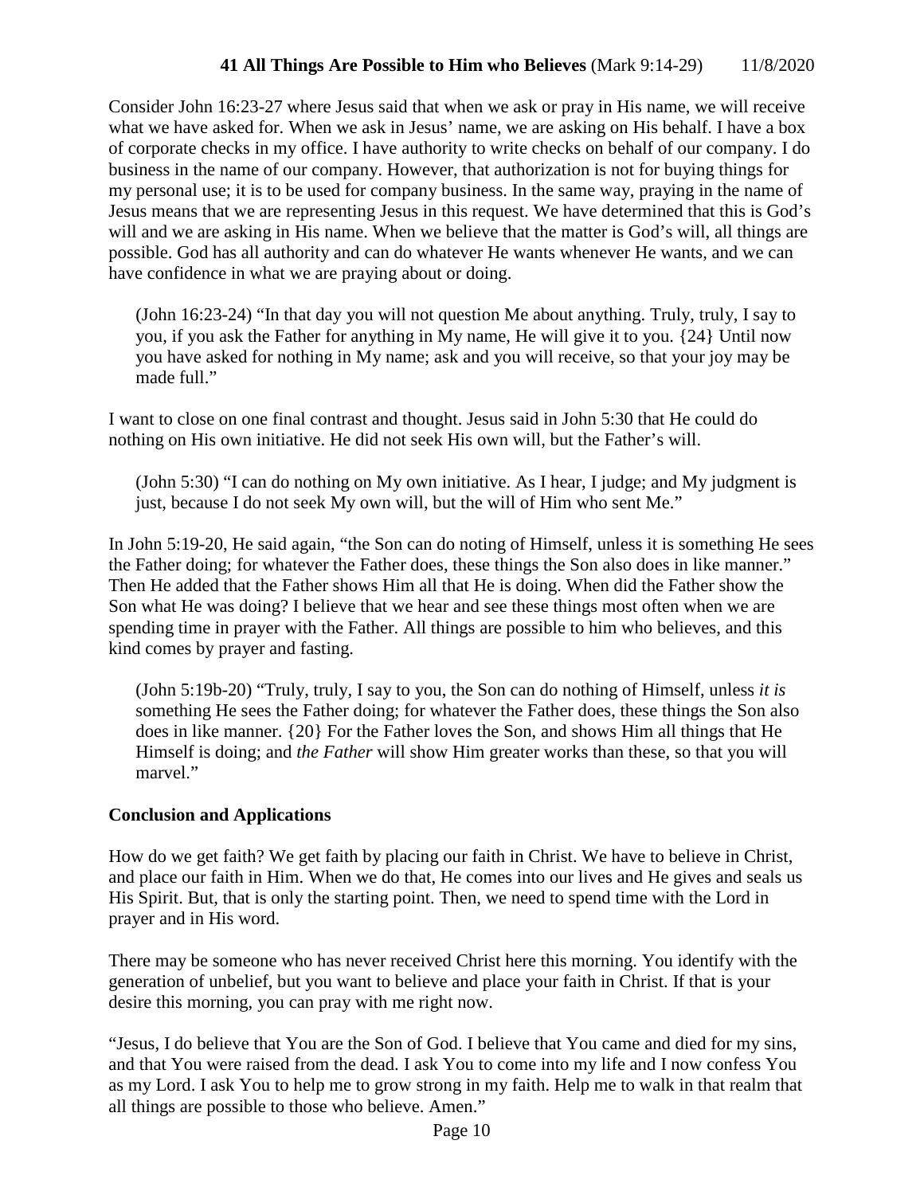Consider John 16:23-27 where Jesus said that when we ask or pray in His name, we will receive what we have asked for. When we ask in Jesus' name, we are asking on His behalf. I have a box of corporate checks in my office. I have authority to write checks on behalf of our company. I do business in the name of our company. However, that authorization is not for buying things for my personal use; it is to be used for company business. In the same way, praying in the name of Jesus means that we are representing Jesus in this request. We have determined that this is God's will and we are asking in His name. When we believe that the matter is God's will, all things are possible. God has all authority and can do whatever He wants whenever He wants, and we can have confidence in what we are praying about or doing.

> (John 16:23-24) "In that day you will not question Me about anything. Truly, truly, I say to you, if you ask the Father for anything in My name, He will give it to you. {24} Until now you have asked for nothing in My name; ask and you will receive, so that your joy may be made full."

I want to close on one final contrast and thought. Jesus said in John 5:30 that He could do nothing on His own initiative. He did not seek His own will, but the Father's will.

> (John 5:30) "I can do nothing on My own initiative. As I hear, I judge; and My judgment is just, because I do not seek My own will, but the will of Him who sent Me."

In John 5:19-20, He said again, "the Son can do noting of Himself, unless it is something He sees the Father doing; for whatever the Father does, these things the Son also does in like manner." Then He added that the Father shows Him all that He is doing. When did the Father show the Son what He was doing? I believe that we hear and see these things most often when we are spending time in prayer with the Father. All things are possible to him who believes, and this kind comes by prayer and fasting.

> (John 5:19b-20) "Truly, truly, I say to you, the Son can do nothing of Himself, unless *it is* something He sees the Father doing; for whatever the Father does, these things the Son also does in like manner. {20} For the Father loves the Son, and shows Him all things that He Himself is doing; and *the Father* will show Him greater works than these, so that you will marvel."

**Conclusion and Applications**

How do we get faith? We get faith by placing our faith in Christ. We have to believe in Christ, and place our faith in Him. When we do that, He comes into our lives and He gives and seals us His Spirit. But, that is only the starting point. Then, we need to spend time with the Lord in prayer and in His word.

There may be someone who has never received Christ here this morning. You identify with the generation of unbelief, but you want to believe and place your faith in Christ. If that is your desire this morning, you can pray with me right now.

"Jesus, I do believe that You are the Son of God. I believe that You came and died for my sins, and that You were raised from the dead. I ask You to come into my life and I now confess You as my Lord. I ask You to help me to grow strong in my faith. Help me to walk in that realm that all things are possible to those who believe. Amen."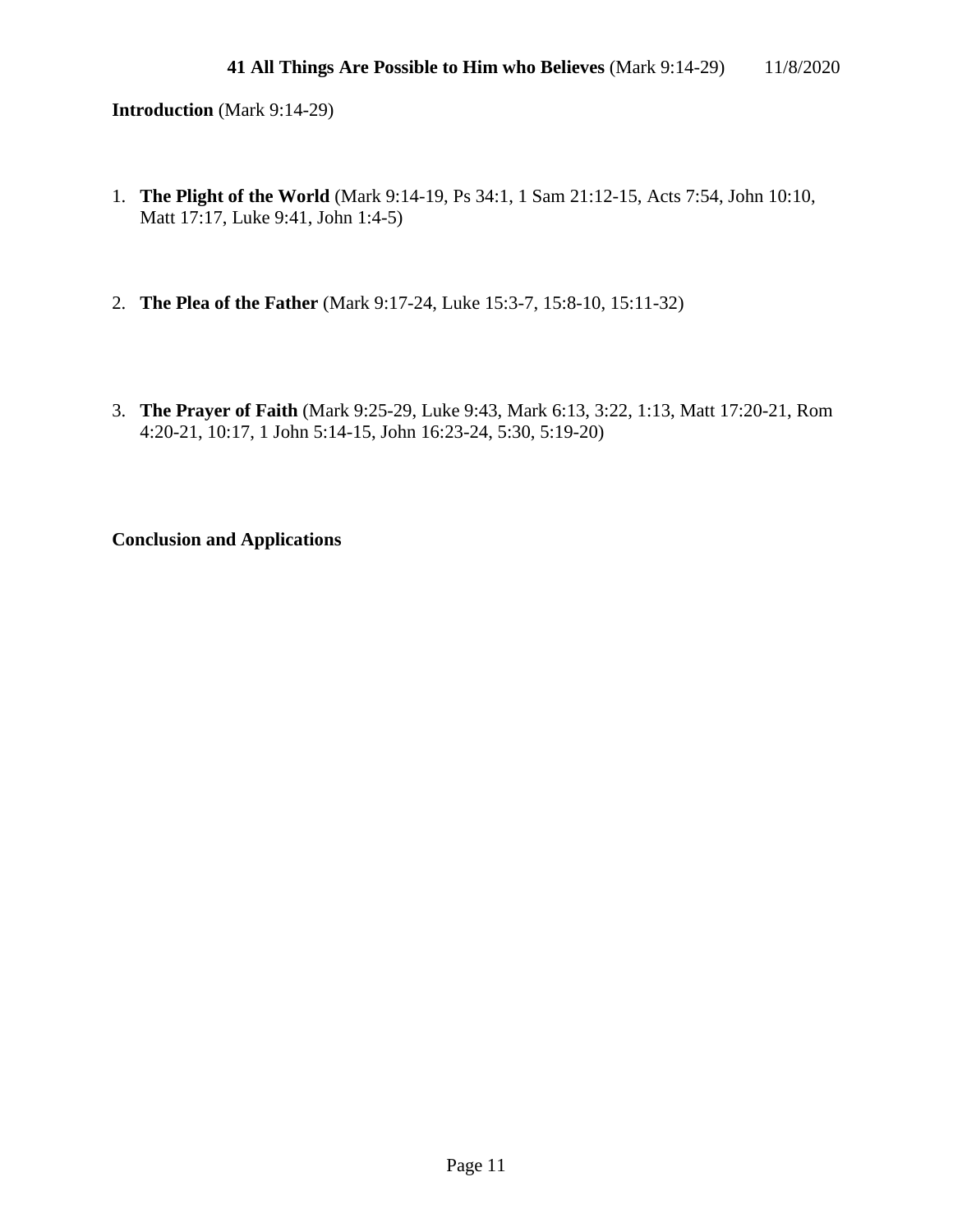## 41 All Things Are Possible to Him who Believes (Mark 9:14-29) 11/8/2020

**Introduction** (Mark 9:14-29)

1. **The Plight of the World** (Mark 9:14-19, Ps 34:1, 1 Sam 21:12-15, Acts 7:54, John 10:10, Matt 17:17, Luke 9:41, John 1:4-5)

2. **The Plea of the Father** (Mark 9:17-24, Luke 15:3-7, 15:8-10, 15:11-32)

3. **The Prayer of Faith** (Mark 9:25-29, Luke 9:43, Mark 6:13, 3:22, 1:13, Matt 17:20-21, Rom 4:20-21, 10:17, 1 John 5:14-15, John 16:23-24, 5:30, 5:19-20)

**Conclusion and Applications**